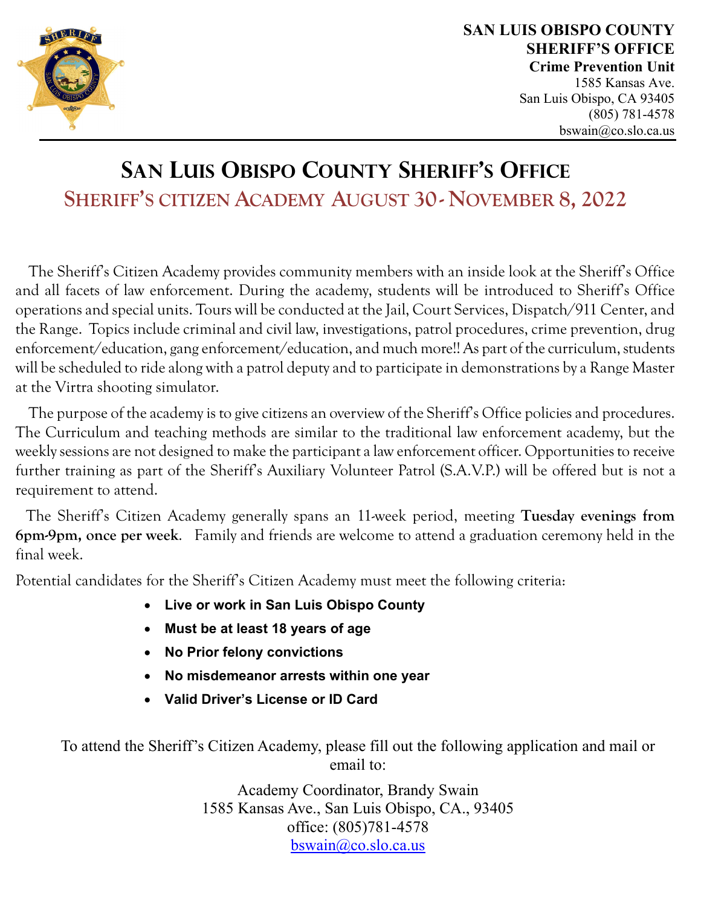**SAN LUIS OBISPO COUNTY SHERIFF'S OFFICE**
**Crime Prevention Unit**
1585 Kansas Ave.
San Luis Obispo, CA 93405
(805) 781-4578
bswain@co.slo.ca.us

# San Luis Obispo County Sheriff's Office

## Sheriff's citizen Academy August 30- November 8, 2022

The Sheriff's Citizen Academy provides community members with an inside look at the Sheriff's Office and all facets of law enforcement. During the academy, students will be introduced to Sheriff's Office operations and special units. Tours will be conducted at the Jail, Court Services, Dispatch/911 Center, and the Range. Topics include criminal and civil law, investigations, patrol procedures, crime prevention, drug enforcement/education, gang enforcement/education, and much more!! As part of the curriculum, students will be scheduled to ride along with a patrol deputy and to participate in demonstrations by a Range Master at the Virtra shooting simulator.

The purpose of the academy is to give citizens an overview of the Sheriff's Office policies and procedures. The Curriculum and teaching methods are similar to the traditional law enforcement academy, but the weekly sessions are not designed to make the participant a law enforcement officer. Opportunities to receive further training as part of the Sheriff's Auxiliary Volunteer Patrol (S.A.V.P.) will be offered but is not a requirement to attend.

The Sheriff's Citizen Academy generally spans an 11-week period, meeting **Tuesday evenings from 6pm-9pm, once per week**. Family and friends are welcome to attend a graduation ceremony held in the final week.

Potential candidates for the Sheriff's Citizen Academy must meet the following criteria:

- **Live or work in San Luis Obispo County**
- **Must be at least 18 years of age**
- **No Prior felony convictions**
- **No misdemeanor arrests within one year**
- **Valid Driver's License or ID Card**

To attend the Sheriff's Citizen Academy, please fill out the following application and mail or email to:

Academy Coordinator, Brandy Swain
1585 Kansas Ave., San Luis Obispo, CA., 93405
office: (805)781-4578
bswain@co.slo.ca.us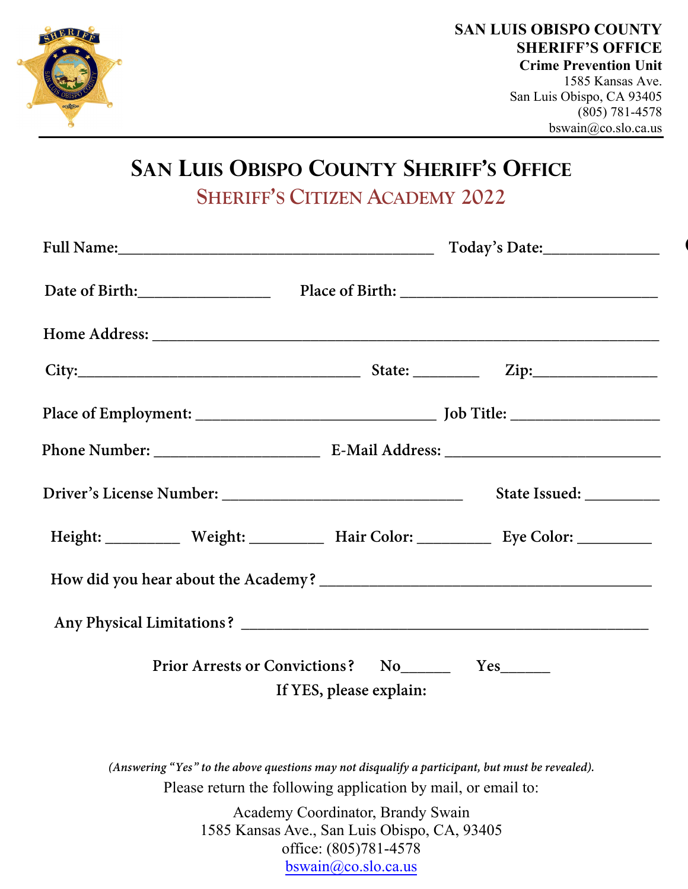**SAN LUIS OBISPO COUNTY**
**SHERIFF'S OFFICE**
**Crime Prevention Unit**
1585 Kansas Ave.
San Luis Obispo, CA 93405
(805) 781-4578
bswain@co.slo.ca.us

# San Luis Obispo County Sheriff's Office

## Sheriff's Citizen Academy 2022

**Full Name:**_______________________________________ **Today's Date:**_____________

**Date of Birth:**________________ **Place of Birth:** ________________________________

**Home Address:** ______________________________________________________________

**City:**___________________________________ **State:** ________ **Zip:**_______________

**Place of Employment:** ______________________________ **Job Title:** __________________

**Phone Number:** _____________________ **E-Mail Address:** ___________________________

**Driver's License Number:** ______________________________ **State Issued:** _________

**Height:** _________ **Weight:** _________ **Hair Color:** _________ **Eye Color:** _________

**How did you hear about the Academy?** _________________________________________

**Any Physical Limitations?** __________________________________________________

**Prior Arrests or Convictions? No______ Yes______**

**If YES, please explain:**

***(Answering "Yes" to the above questions may not disqualify a participant, but must be revealed).***

Please return the following application by mail, or email to:

Academy Coordinator, Brandy Swain
1585 Kansas Ave., San Luis Obispo, CA, 93405
office: (805)781-4578
bswain@co.slo.ca.us